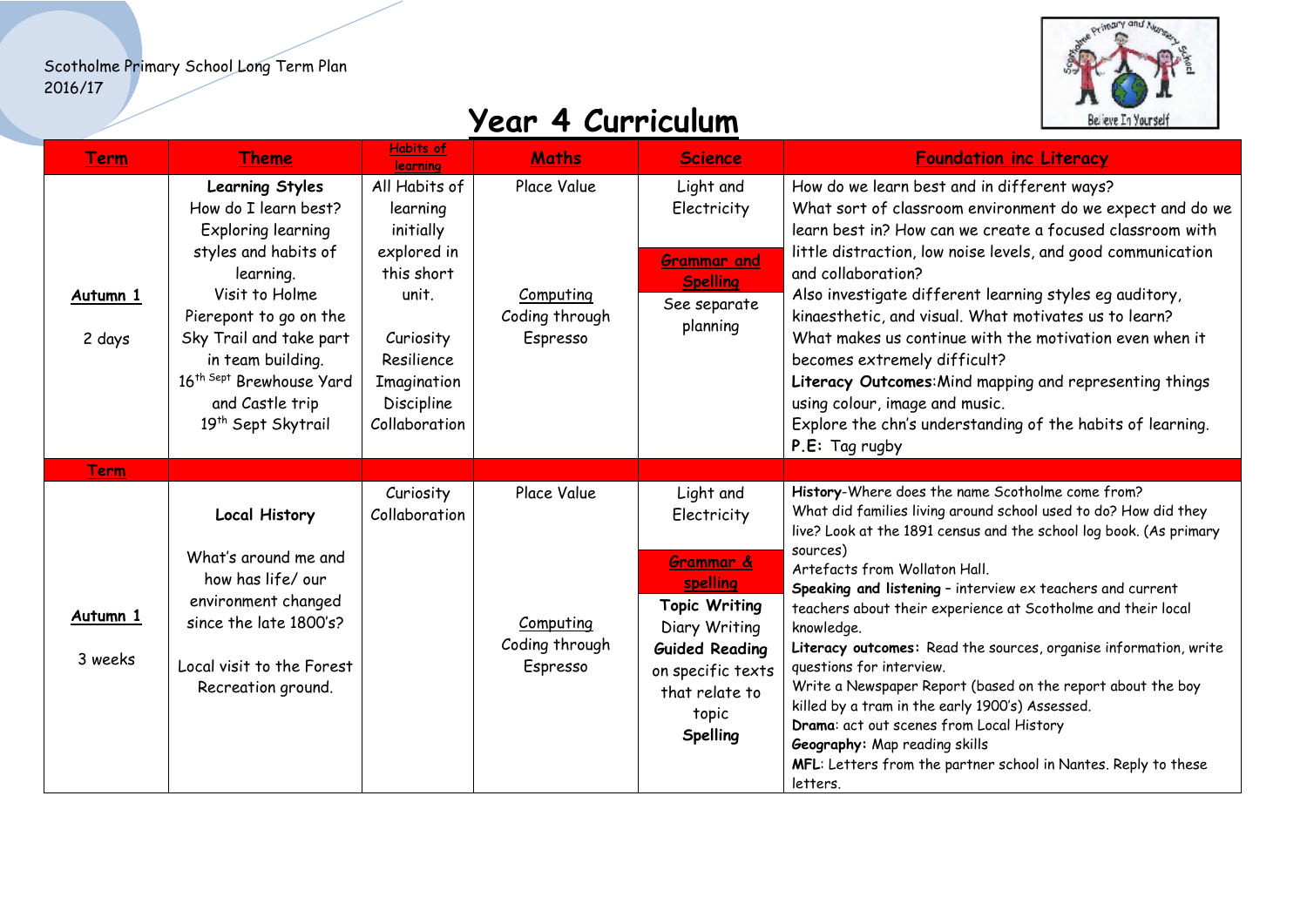Scotholme Primary School Long Term Plan
2016/17

# Year 4 Curriculum

| Term | Theme | Habits of learning | Maths | Science | Foundation inc Literacy |
|---|---|---|---|---|---|
| **Autumn 1**<br><br>2 days | **Learning Styles**<br>How do I learn best? Exploring learning styles and habits of learning.<br>Visit to Holme Pierepont to go on the Sky Trail and take part in team building.<br>16th Sept Brewhouse Yard and Castle trip<br>19th Sept Skytrail | All Habits of learning initially explored in this short unit.<br><br>Curiosity<br>Resilience<br>Imagination<br>Discipline<br>Collaboration | Place Value<br><br>Computing<br>Coding through Espresso | Light and Electricity<br><br>**Grammar and Spelling**<br>See separate planning | How do we learn best and in different ways?<br>What sort of classroom environment do we expect and do we learn best in? How can we create a focused classroom with little distraction, low noise levels, and good communication and collaboration?<br>Also investigate different learning styles eg auditory, kinaesthetic, and visual. What motivates us to learn?<br>What makes us continue with the motivation even when it becomes extremely difficult?<br>**Literacy Outcomes**:Mind mapping and representing things using colour, image and music.<br>Explore the chn's understanding of the habits of learning.<br>**P.E:** Tag rugby |
| **Term** | | | | | |
| **Autumn 1**<br><br>3 weeks | **Local History**<br><br>What's around me and how has life/ our environment changed since the late 1800's?<br><br>Local visit to the Forest Recreation ground. | Curiosity<br>Collaboration | Place Value<br><br>Computing<br>Coding through Espresso | Light and Electricity<br><br>**Grammar & spelling**<br>**Topic Writing**<br>Diary Writing<br>**Guided Reading** on specific texts that relate to topic<br>**Spelling** | **History**-Where does the name Scotholme come from?<br>What did families living around school used to do? How did they live? Look at the 1891 census and the school log book. (As primary sources)<br>Artefacts from Wollaton Hall.<br>**Speaking and listening** – interview ex teachers and current teachers about their experience at Scotholme and their local knowledge.<br>**Literacy outcomes:** Read the sources, organise information, write questions for interview.<br>Write a Newspaper Report (based on the report about the boy killed by a tram in the early 1900's) Assessed.<br>**Drama**: act out scenes from Local History<br>**Geography:** Map reading skills<br>**MFL**: Letters from the partner school in Nantes. Reply to these letters. |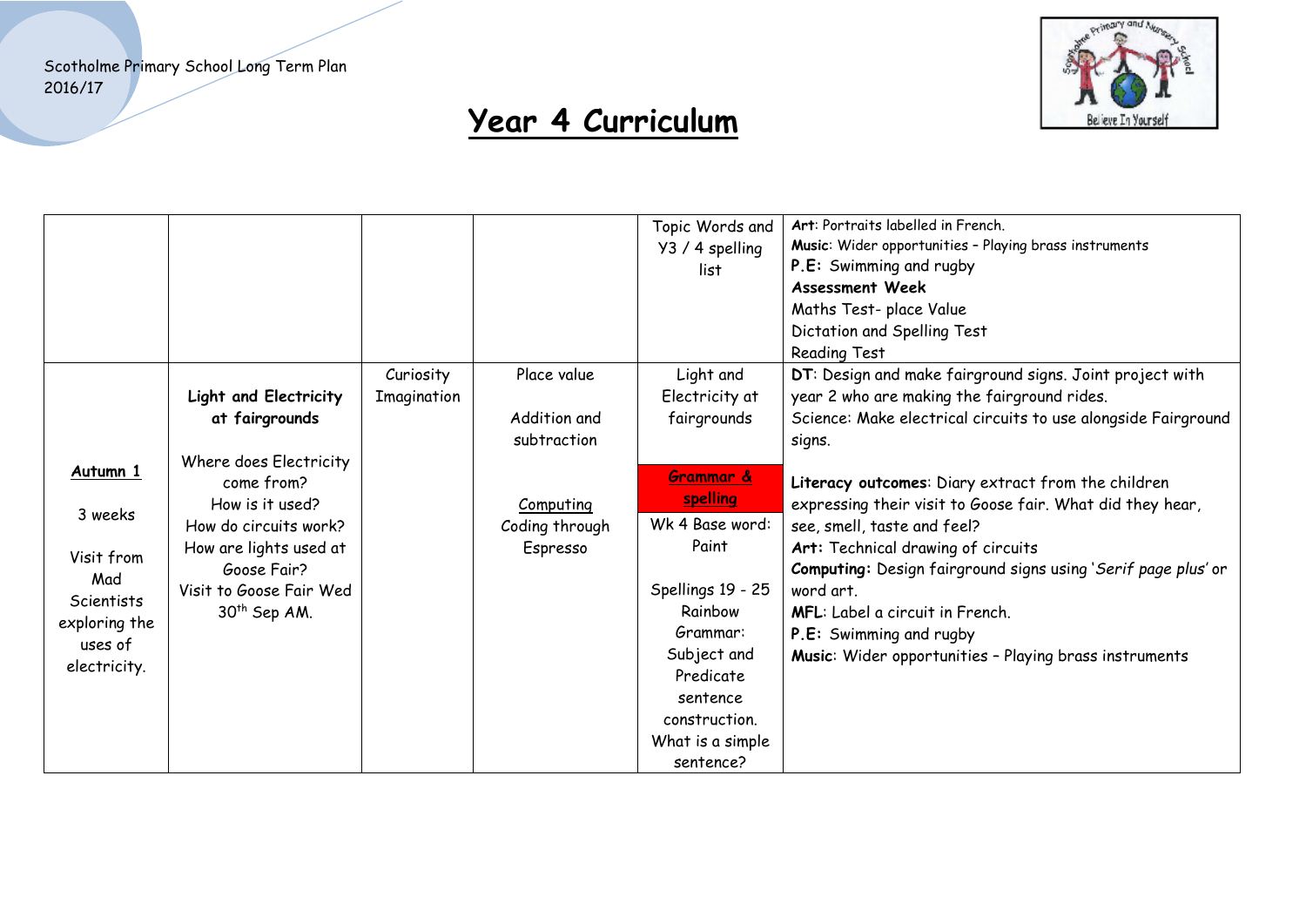Scotholme Primary School Long Term Plan
2016/17

# Year 4 Curriculum

| | | | | | |
|---|---|---|---|---|---|
| | | | | Topic Words and Y3 / 4 spelling list | **Art**: Portraits labelled in French.<br>**Music**: Wider opportunities – Playing brass instruments<br>**P.E:** Swimming and rugby<br>**Assessment Week**<br>Maths Test- place Value<br>Dictation and Spelling Test<br>Reading Test |
| **Autumn 1**<br><br>3 weeks<br><br>Visit from Mad Scientists exploring the uses of electricity. | **Light and Electricity at fairgrounds**<br><br>Where does Electricity come from?<br>How is it used?<br>How do circuits work?<br>How are lights used at Goose Fair?<br>Visit to Goose Fair Wed 30th Sep AM. | Curiosity<br>Imagination | Place value<br><br>Addition and subtraction<br><br>Computing<br>Coding through Espresso | Light and Electricity at fairgrounds<br><br>**Grammar & spelling**<br>Wk 4 Base word: Paint<br><br>Spellings 19 - 25 Rainbow<br>Grammar: Subject and Predicate sentence construction. What is a simple sentence? | **DT**: Design and make fairground signs. Joint project with year 2 who are making the fairground rides.<br>Science: Make electrical circuits to use alongside Fairground signs.<br><br>**Literacy outcomes**: Diary extract from the children expressing their visit to Goose fair. What did they hear, see, smell, taste and feel?<br>**Art:** Technical drawing of circuits<br>**Computing:** Design fairground signs using '*Serif page plus*' or word art.<br>**MFL**: Label a circuit in French.<br>**P.E:** Swimming and rugby<br>**Music**: Wider opportunities – Playing brass instruments |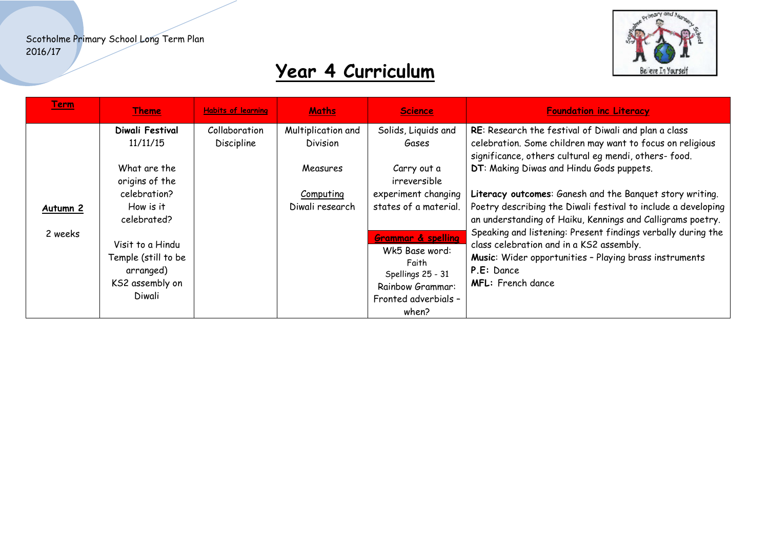Scotholme Primary School Long Term Plan
2016/17

# Year 4 Curriculum

| Term | Theme | Habits of learning | Maths | Science | Foundation inc Literacy |
|---|---|---|---|---|---|
| **Autumn 2**<br><br>2 weeks | **Diwali Festival**<br>11/11/15<br><br>What are the origins of the celebration?<br>How is it celebrated?<br><br>Visit to a Hindu Temple (still to be arranged)<br>KS2 assembly on Diwali | Collaboration<br>Discipline | Multiplication and Division<br><br>Measures<br><br>Computing<br>Diwali research | Solids, Liquids and Gases<br><br>Carry out a irreversible experiment changing states of a material.<br><br>**Grammar & spelling**<br>Wk5 Base word: Faith<br>Spellings 25 - 31<br>Rainbow Grammar: Fronted adverbials – when? | **RE**: Research the festival of Diwali and plan a class celebration. Some children may want to focus on religious significance, others cultural eg mendi, others- food.<br>**DT**: Making Diwas and Hindu Gods puppets.<br><br>**Literacy outcomes**: Ganesh and the Banquet story writing. Poetry describing the Diwali festival to include a developing an understanding of Haiku, Kennings and Calligrams poetry.<br>Speaking and listening: Present findings verbally during the class celebration and in a KS2 assembly.<br>**Music**: Wider opportunities – Playing brass instruments<br>**P.E:** Dance<br>**MFL:** French dance |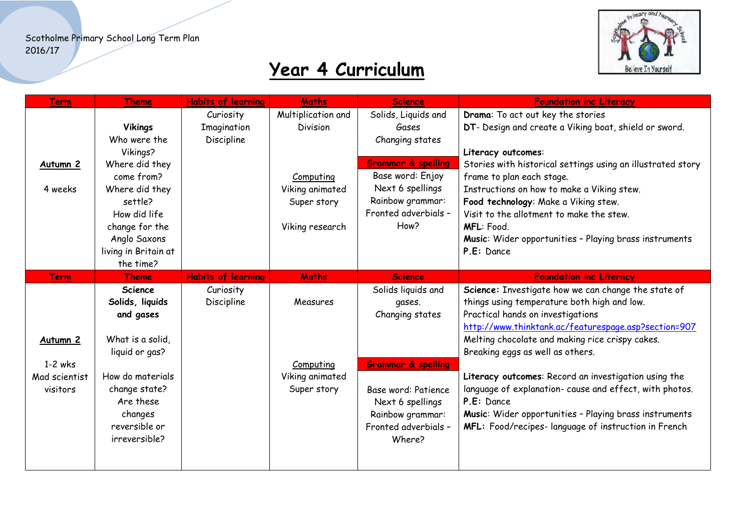Scotholme Primary School Long Term Plan
2016/17

# Year 4 Curriculum

| Term | Theme | Habits of learning | Maths | Science | Foundation inc Literacy |
|---|---|---|---|---|---|
| **Autumn 2**<br><br>4 weeks | **Vikings**<br>Who were the Vikings?<br>Where did they come from?<br>Where did they settle?<br>How did life change for the Anglo Saxons living in Britain at the time? | Curiosity<br>Imagination<br>Discipline | Multiplication and Division<br><br>Computing<br>Viking animated Super story<br><br>Viking research | Solids, Liquids and Gases<br>Changing states<br><br>**Grammar & spelling**<br>Base word: Enjoy<br>Next 6 spellings<br>Rainbow grammar: Fronted adverbials – How? | **Drama**: To act out key the stories<br>**DT**- Design and create a Viking boat, shield or sword.<br><br>**Literacy outcomes**:<br>Stories with historical settings using an illustrated story frame to plan each stage.<br>Instructions on how to make a Viking stew.<br>**Food technology**: Make a Viking stew.<br>Visit to the allotment to make the stew.<br>**MFL**: Food.<br>**Music**: Wider opportunities – Playing brass instruments<br>**P.E:** Dance |
| **Term** | **Theme** | **Habits of learning** | **Maths** | **Science** | **Foundation inc Literacy** |
| **Autumn 2**<br><br>1-2 wks<br>Mad scientist visitors | **Science**<br>**Solids, liquids and gases**<br><br>What is a solid, liquid or gas?<br><br>How do materials change state?<br>Are these changes reversible or irreversible? | Curiosity<br>Discipline | Measures<br><br>Computing<br>Viking animated Super story | Solids liquids and gases.<br>Changing states<br><br>**Grammar & spelling**<br><br>Base word: Patience<br>Next 6 spellings<br>Rainbow grammar: Fronted adverbials – Where? | **Science:** Investigate how we can change the state of things using temperature both high and low.<br>Practical hands on investigations<br>http://www.thinktank.ac/featurespage.asp?section=907<br>Melting chocolate and making rice crispy cakes.<br>Breaking eggs as well as others.<br><br>**Literacy outcomes**: Record an investigation using the language of explanation- cause and effect, with photos.<br>**P.E:** Dance<br>**Music**: Wider opportunities – Playing brass instruments<br>**MFL:** Food/recipes- language of instruction in French |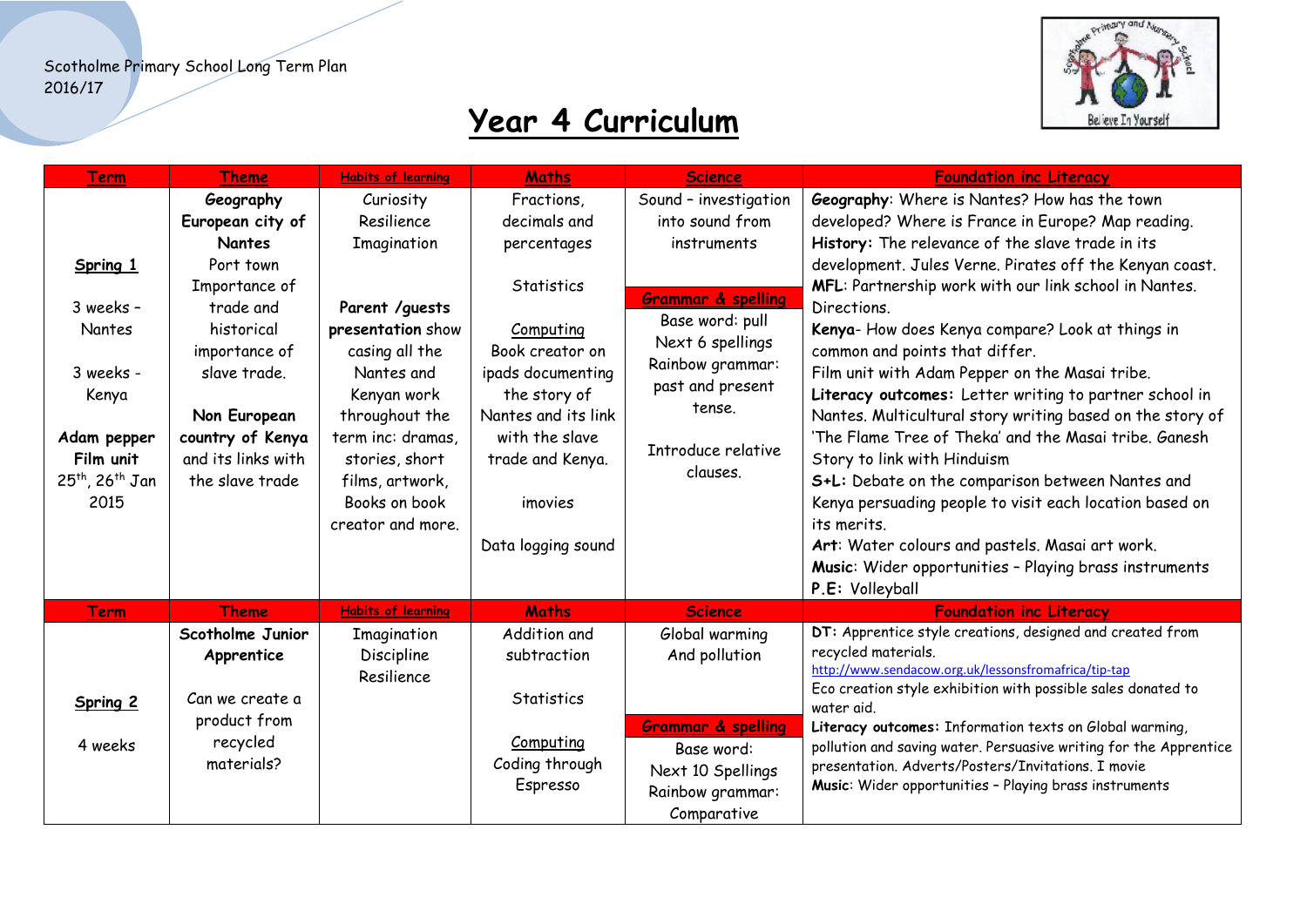Scotholme Primary School Long Term Plan
2016/17

# Year 4 Curriculum

| Term | Theme | Habits of learning | Maths | Science | Foundation inc Literacy |
|---|---|---|---|---|---|
| **Spring 1**<br><br>3 weeks – Nantes<br><br>3 weeks - Kenya<br><br>**Adam pepper Film unit**<br>25th, 26th Jan 2015 | **Geography**<br>**European city of Nantes**<br>Port town<br>Importance of trade and historical importance of slave trade.<br><br>**Non European country of Kenya** and its links with the slave trade | Curiosity<br>Resilience<br>Imagination<br><br>**Parent /guests presentation** show casing all the Nantes and Kenyan work throughout the term inc: dramas, stories, short films, artwork, Books on book creator and more. | Fractions, decimals and percentages<br><br>Statistics<br><br>Computing<br>Book creator on ipads documenting the story of Nantes and its link with the slave trade and Kenya.<br><br>imovies<br><br>Data logging sound | Sound – investigation into sound from instruments<br><br>**Grammar & spelling**<br>Base word: pull<br>Next 6 spellings<br>Rainbow grammar: past and present tense.<br><br>Introduce relative clauses. | **Geography**: Where is Nantes? How has the town developed? Where is France in Europe? Map reading.<br>**History:** The relevance of the slave trade in its development. Jules Verne. Pirates off the Kenyan coast.<br>**MFL**: Partnership work with our link school in Nantes. Directions.<br>**Kenya**- How does Kenya compare? Look at things in common and points that differ.<br>Film unit with Adam Pepper on the Masai tribe.<br>**Literacy outcomes:** Letter writing to partner school in Nantes. Multicultural story writing based on the story of 'The Flame Tree of Theka' and the Masai tribe. Ganesh Story to link with Hinduism<br>**S+L:** Debate on the comparison between Nantes and Kenya persuading people to visit each location based on its merits.<br>**Art**: Water colours and pastels. Masai art work.<br>**Music**: Wider opportunities – Playing brass instruments<br>**P.E:** Volleyball |
| **Term** | **Theme** | **Habits of learning** | **Maths** | **Science** | **Foundation inc Literacy** |
| **Spring 2**<br><br>4 weeks | **Scotholme Junior Apprentice**<br><br>Can we create a product from recycled materials? | Imagination<br>Discipline<br>Resilience | Addition and subtraction<br><br>Statistics<br><br>Computing<br>Coding through Espresso | Global warming And pollution<br><br>**Grammar & spelling**<br>Base word:<br>Next 10 Spellings<br>Rainbow grammar: Comparative | **DT:** Apprentice style creations, designed and created from recycled materials.<br>http://www.sendacow.org.uk/lessonsfromafrica/tip-tap<br>Eco creation style exhibition with possible sales donated to water aid.<br>**Literacy outcomes:** Information texts on Global warming, pollution and saving water. Persuasive writing for the Apprentice presentation. Adverts/Posters/Invitations. I movie<br>**Music**: Wider opportunities – Playing brass instruments |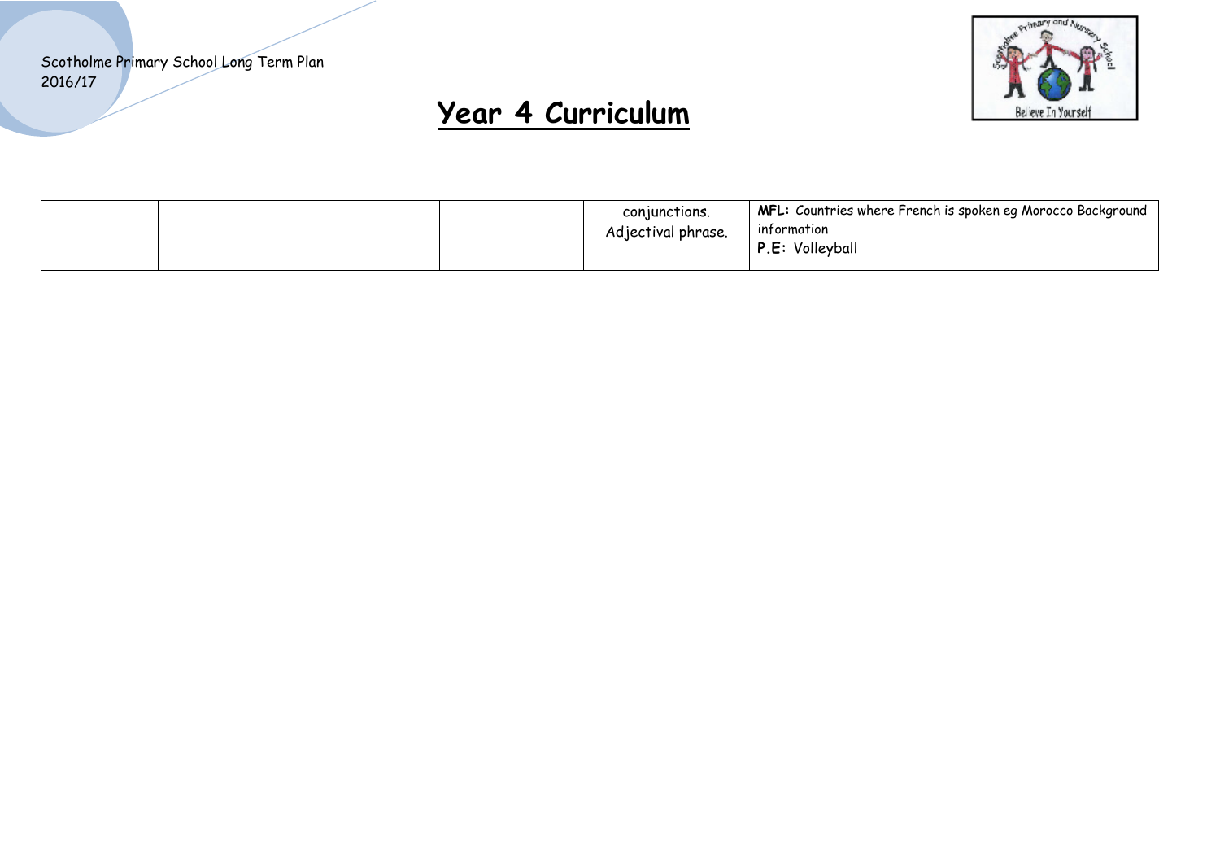# Year 4 Curriculum

| | | | | | |
|---|---|---|---|---|---|
| | | | | conjunctions. Adjectival phrase. | **MFL:** Countries where French is spoken eg Morocco Background information<br>**P.E:** Volleyball |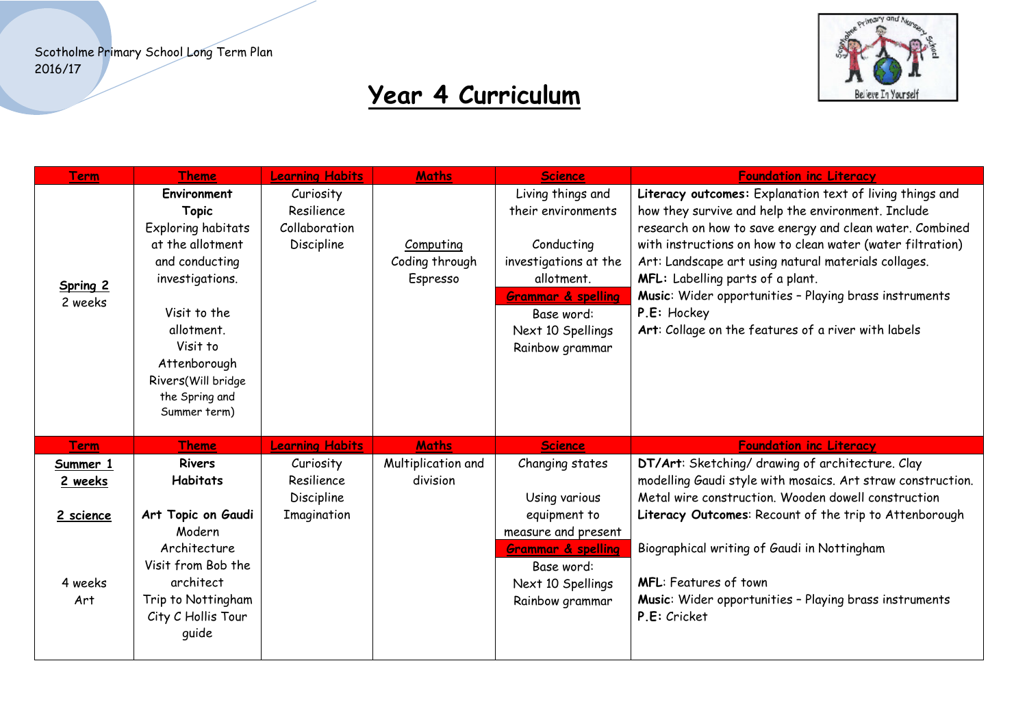Scotholme Primary School Long Term Plan
2016/17

# Year 4 Curriculum

| Term | Theme | Learning Habits | Maths | Science | Foundation inc Literacy |
|---|---|---|---|---|---|
| **Spring 2**<br>2 weeks | **Environment Topic**<br>Exploring habitats at the allotment and conducting investigations.<br><br>Visit to the allotment.<br>Visit to Attenborough Rivers(Will bridge the Spring and Summer term) | Curiosity<br>Resilience<br>Collaboration<br>Discipline | Computing<br>Coding through Espresso | Living things and their environments<br><br>Conducting investigations at the allotment.<br>**Grammar & spelling**<br>Base word:<br>Next 10 Spellings<br>Rainbow grammar | **Literacy outcomes:** Explanation text of living things and how they survive and help the environment. Include research on how to save energy and clean water. Combined with instructions on how to clean water (water filtration)<br>Art: Landscape art using natural materials collages.<br>**MFL:** Labelling parts of a plant.<br>**Music**: Wider opportunities – Playing brass instruments<br>**P.E:** Hockey<br>**Art**: Collage on the features of a river with labels |
| **Term** | **Theme** | **Learning Habits** | **Maths** | **Science** | **Foundation inc Literacy** |
| **Summer 1**<br>**2 weeks**<br><br>**2 science**<br><br>4 weeks<br>Art | **Rivers**<br>**Habitats**<br><br>**Art Topic on Gaudi**<br>Modern Architecture<br>Visit from Bob the architect<br>Trip to Nottingham City C Hollis Tour guide | Curiosity<br>Resilience<br>Discipline<br>Imagination | Multiplication and division | Changing states<br><br>Using various equipment to measure and present<br>**Grammar & spelling**<br>Base word:<br>Next 10 Spellings<br>Rainbow grammar | **DT/Art**: Sketching/ drawing of architecture. Clay modelling Gaudi style with mosaics. Art straw construction. Metal wire construction. Wooden dowell construction<br>**Literacy Outcomes**: Recount of the trip to Attenborough<br><br>Biographical writing of Gaudi in Nottingham<br><br>**MFL**: Features of town<br>**Music**: Wider opportunities – Playing brass instruments<br>**P.E:** Cricket |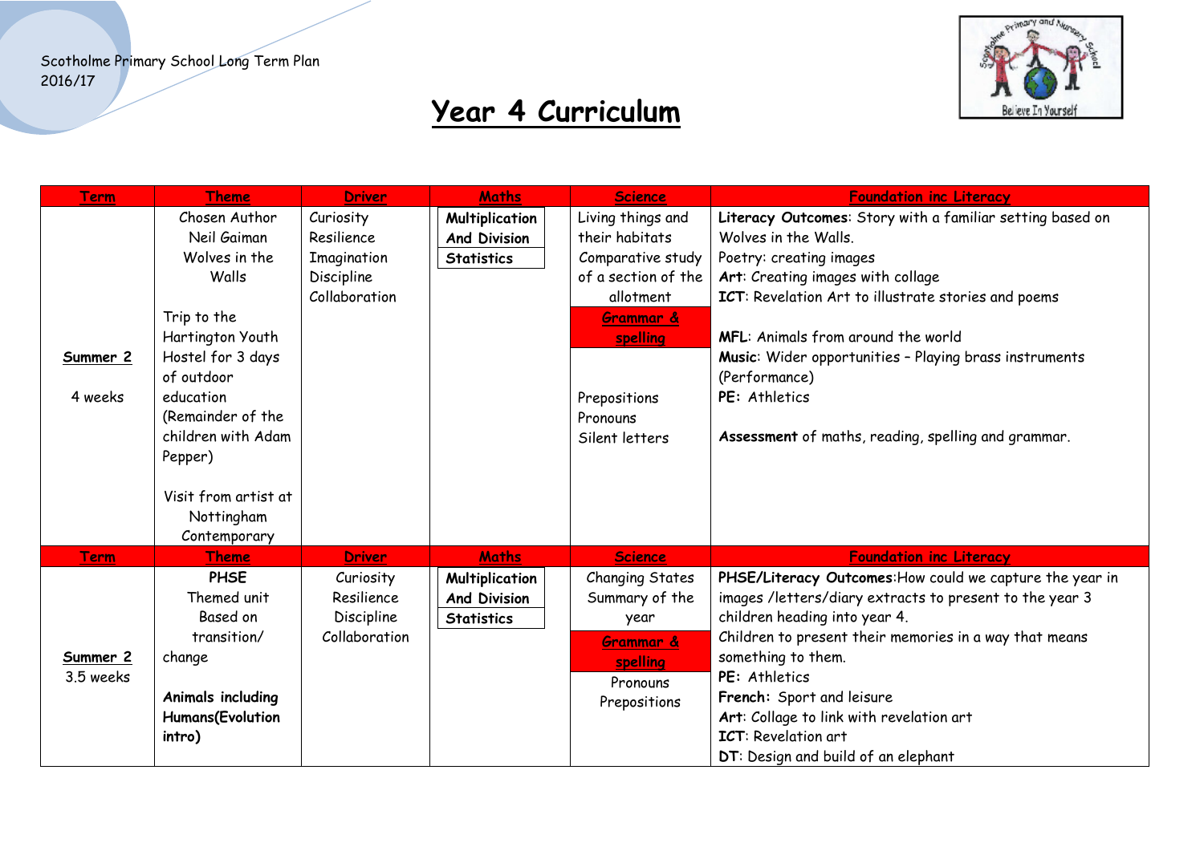Scotholme Primary School Long Term Plan
2016/17

# Year 4 Curriculum

| Term | Theme | Driver | Maths | Science | Foundation inc Literacy |
|---|---|---|---|---|---|
| **Summer 2**<br><br>4 weeks | Chosen Author<br>Neil Gaiman<br>Wolves in the Walls<br><br>Trip to the Hartington Youth Hostel for 3 days of outdoor education (Remainder of the children with Adam Pepper)<br><br>Visit from artist at Nottingham Contemporary | Curiosity<br>Resilience<br>Imagination<br>Discipline<br>Collaboration | **Multiplication And Division**<br>**Statistics** | Living things and their habitats<br>Comparative study of a section of the allotment<br><br>**Grammar & spelling**<br><br>Prepositions<br>Pronouns<br>Silent letters | **Literacy Outcomes**: Story with a familiar setting based on Wolves in the Walls.<br>Poetry: creating images<br>**Art**: Creating images with collage<br>**ICT**: Revelation Art to illustrate stories and poems<br><br>**MFL**: Animals from around the world<br>**Music**: Wider opportunities – Playing brass instruments (Performance)<br>**PE:** Athletics<br><br>**Assessment** of maths, reading, spelling and grammar. |
| **Term** | **Theme** | **Driver** | **Maths** | **Science** | **Foundation inc Literacy** |
| **Summer 2**<br>3.5 weeks | **PHSE**<br>Themed unit Based on transition/ change<br><br>**Animals including Humans(Evolution intro)** | Curiosity<br>Resilience<br>Discipline<br>Collaboration | **Multiplication And Division**<br>**Statistics** | Changing States<br>Summary of the year<br><br>**Grammar & spelling**<br><br>Pronouns<br>Prepositions | **PHSE/Literacy Outcomes**:How could we capture the year in images /letters/diary extracts to present to the year 3 children heading into year 4.<br>Children to present their memories in a way that means something to them.<br>**PE:** Athletics<br>**French:** Sport and leisure<br>**Art**: Collage to link with revelation art<br>**ICT**: Revelation art<br>**DT**: Design and build of an elephant |